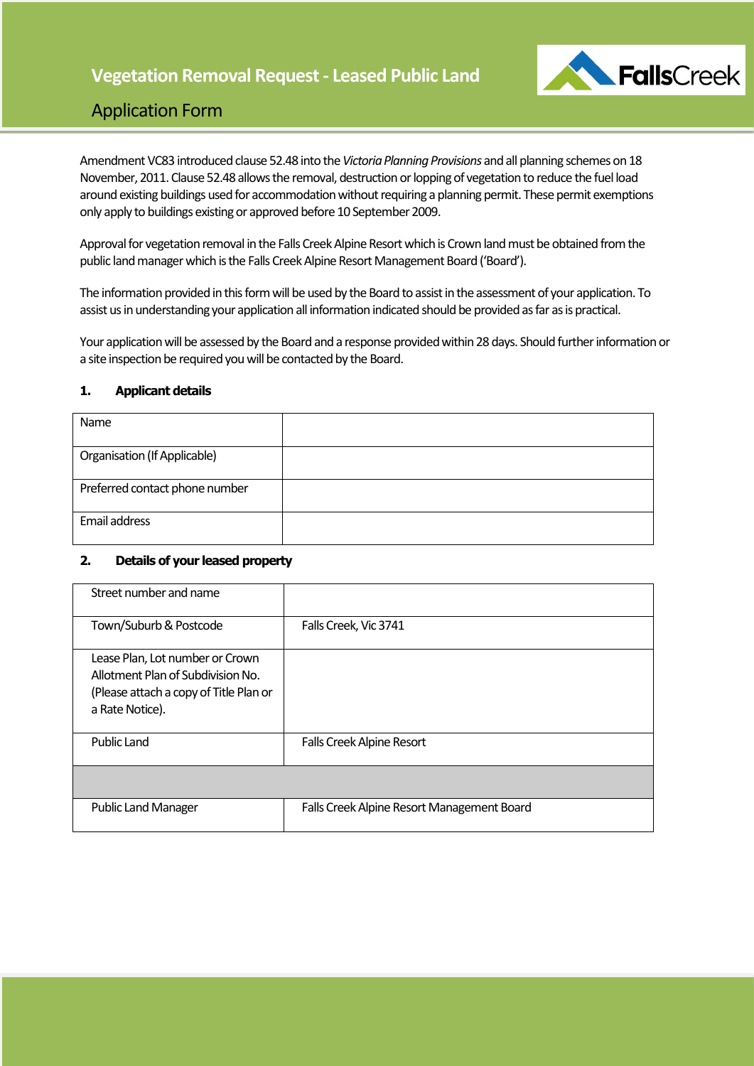# Vegetation Removal Request - Leased Public Land

## Application Form

Amendment VC83 introduced clause 52.48 into the *Victoria Planning Provisions* and all planning schemes on 18 November, 2011. Clause 52.48 allows the removal, destruction or lopping of vegetation to reduce the fuel load around existing buildings used for accommodation without requiring a planning permit. These permit exemptions only apply to buildings existing or approved before 10 September 2009.

Approval for vegetation removal in the Falls Creek Alpine Resort which is Crown land must be obtained from the public land manager which is the Falls Creek Alpine Resort Management Board ('Board').

The information provided in this form will be used by the Board to assist in the assessment of your application. To assist us in understanding your application all information indicated should be provided as far as is practical.

Your application will be assessed by the Board and a response provided within 28 days. Should further information or a site inspection be required you will be contacted by the Board.

### 1. Applicant details

| | |
|---|---|
| Name | |
| Organisation (If Applicable) | |
| Preferred contact phone number | |
| Email address | |

### 2. Details of your leased property

| | |
|---|---|
| Street number and name | |
| Town/Suburb & Postcode | Falls Creek, Vic 3741 |
| Lease Plan, Lot number or Crown Allotment Plan of Subdivision No. (Please attach a copy of Title Plan or a Rate Notice). | |
| Public Land | Falls Creek Alpine Resort |
| | |
| Public Land Manager | Falls Creek Alpine Resort Management Board |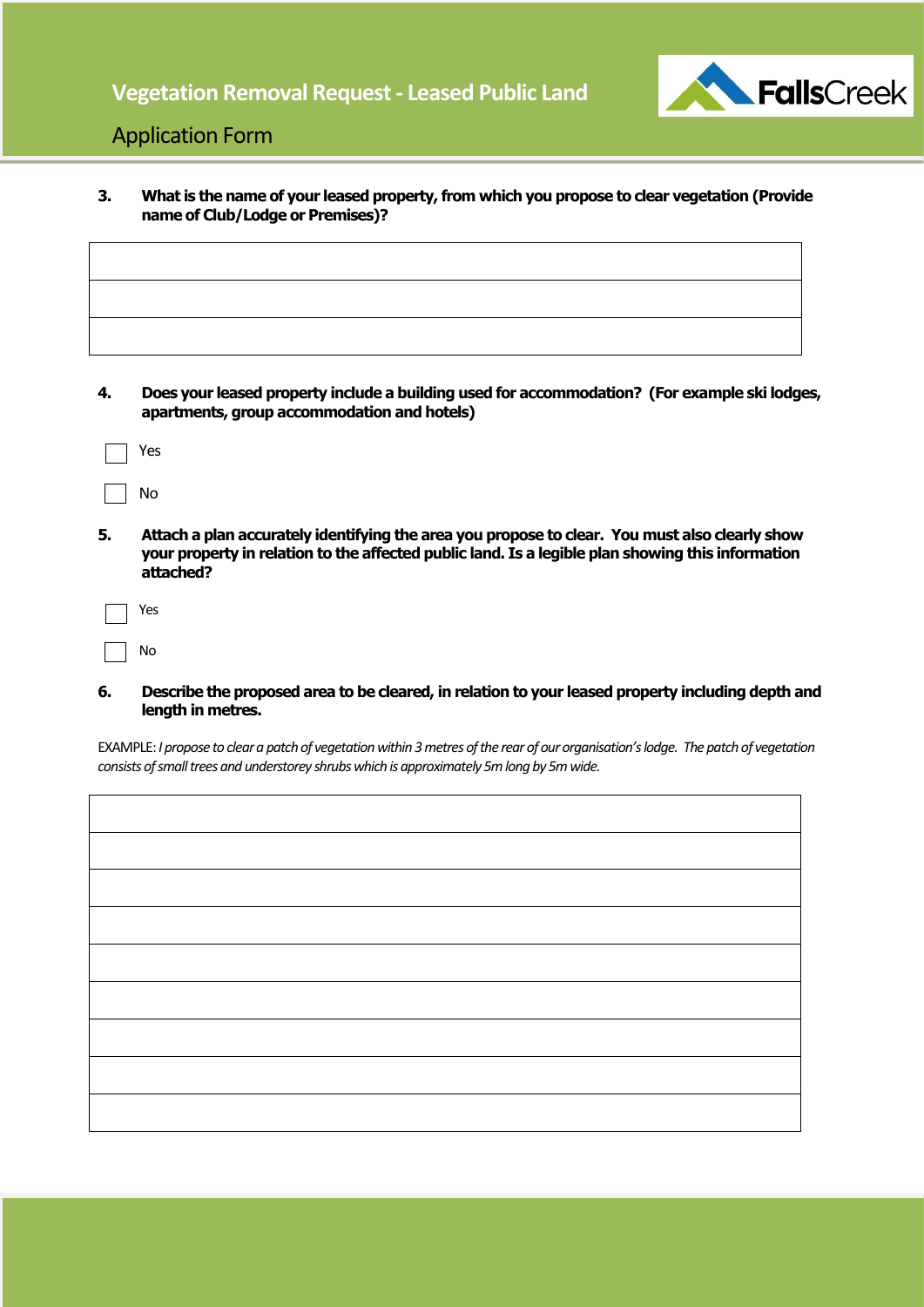# Vegetation Removal Request - Leased Public Land

## Application Form

**3. What is the name of your leased property, from which you propose to clear vegetation (Provide name of Club/Lodge or Premises)?**

| |
|---|
| |
| |
| |

**4. Does your leased property include a building used for accommodation? (For example ski lodges, apartments, group accommodation and hotels)**

☐ Yes

☐ No

**5. Attach a plan accurately identifying the area you propose to clear. You must also clearly show your property in relation to the affected public land. Is a legible plan showing this information attached?**

☐ Yes

☐ No

**6. Describe the proposed area to be cleared, in relation to your leased property including depth and length in metres.**

EXAMPLE: *I propose to clear a patch of vegetation within 3 metres of the rear of our organisation's lodge. The patch of vegetation consists of small trees and understorey shrubs which is approximately 5m long by 5m wide.*

| |
|---|
| |
| |
| |
| |
| |
| |
| |
| |
| |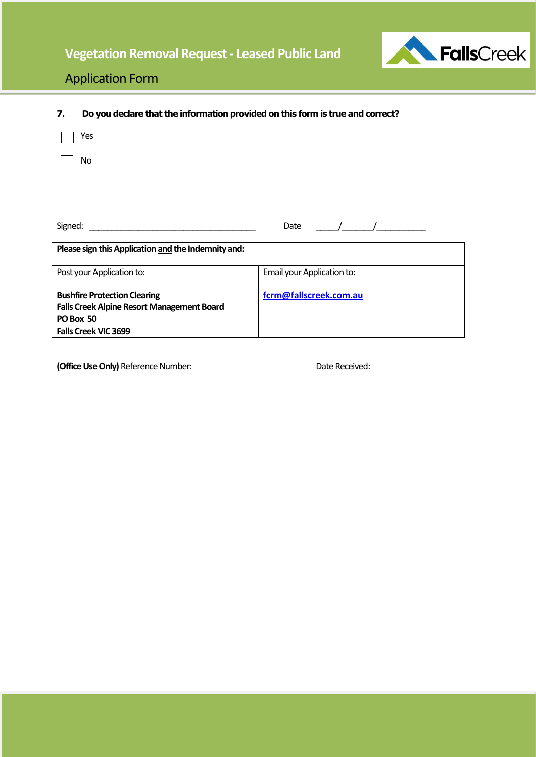**7. Do you declare that the information provided on this form is true and correct?**

☐ Yes

☐ No

Signed: ______________________________________ Date _____/_______/___________

| **Please sign this Application <u>and</u> the Indemnity and:** | |
|---|---|
| Post your Application to:<br><br>**Bushfire Protection Clearing**<br>**Falls Creek Alpine Resort Management Board**<br>**PO Box 50**<br>**Falls Creek VIC 3699** | Email your Application to:<br><br>**[fcrm@fallscreek.com.au](mailto:fcrm@fallscreek.com.au)** |

**(Office Use Only)** Reference Number: Date Received: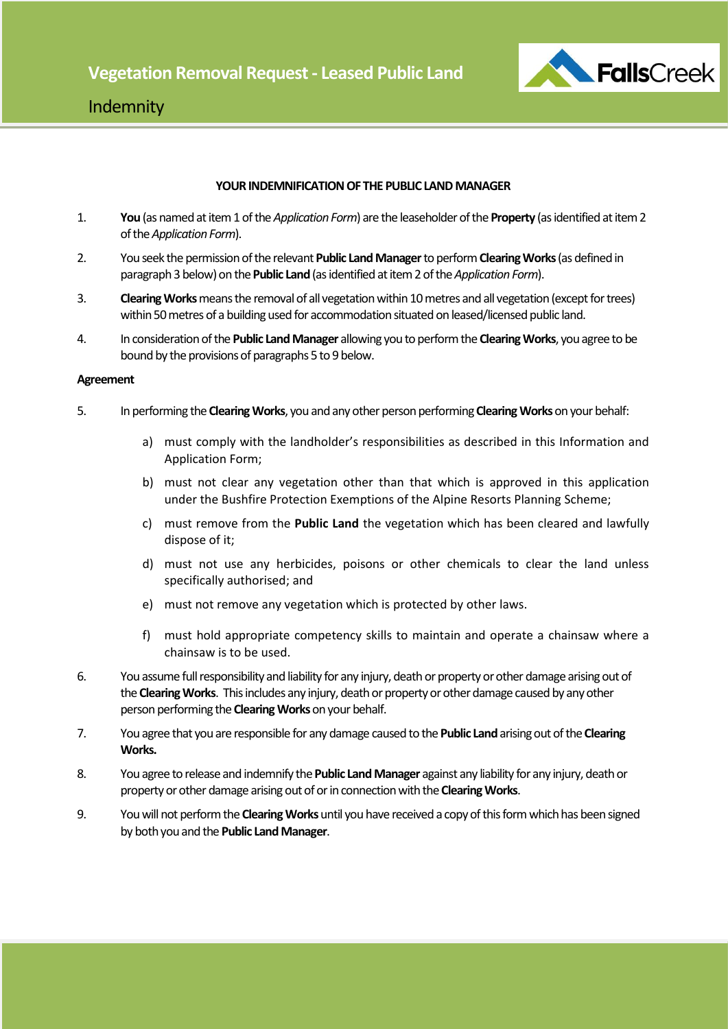# Vegetation Removal Request - Leased Public Land

## Indemnity

**YOUR INDEMNIFICATION OF THE PUBLIC LAND MANAGER**

1. **You** (as named at item 1 of the *Application Form*) are the leaseholder of the **Property** (as identified at item 2 of the *Application Form*).

2. You seek the permission of the relevant **Public Land Manager** to perform **Clearing Works** (as defined in paragraph 3 below) on the **Public Land** (as identified at item 2 of the *Application Form*).

3. **Clearing Works** means the removal of all vegetation within 10 metres and all vegetation (except for trees) within 50 metres of a building used for accommodation situated on leased/licensed public land.

4. In consideration of the **Public Land Manager** allowing you to perform the **Clearing Works**, you agree to be bound by the provisions of paragraphs 5 to 9 below.

**Agreement**

5. In performing the **Clearing Works**, you and any other person performing **Clearing Works** on your behalf:

   a) must comply with the landholder's responsibilities as described in this Information and Application Form;

   b) must not clear any vegetation other than that which is approved in this application under the Bushfire Protection Exemptions of the Alpine Resorts Planning Scheme;

   c) must remove from the **Public Land** the vegetation which has been cleared and lawfully dispose of it;

   d) must not use any herbicides, poisons or other chemicals to clear the land unless specifically authorised; and

   e) must not remove any vegetation which is protected by other laws.

   f) must hold appropriate competency skills to maintain and operate a chainsaw where a chainsaw is to be used.

6. You assume full responsibility and liability for any injury, death or property or other damage arising out of the **Clearing Works**. This includes any injury, death or property or other damage caused by any other person performing the **Clearing Works** on your behalf.

7. You agree that you are responsible for any damage caused to the **Public Land** arising out of the **Clearing Works.**

8. You agree to release and indemnify the **Public Land Manager** against any liability for any injury, death or property or other damage arising out of or in connection with the **Clearing Works**.

9. You will not perform the **Clearing Works** until you have received a copy of this form which has been signed by both you and the **Public Land Manager**.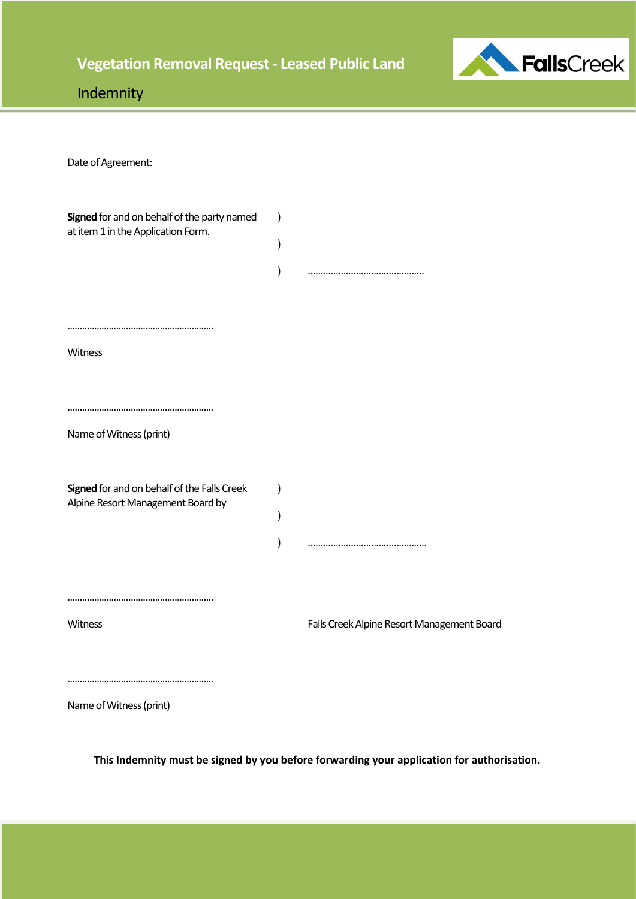# Vegetation Removal Request - Leased Public Land

## Indemnity

Date of Agreement:

**Signed** for and on behalf of the party named at item 1 in the Application Form. )
)
) ..............................................

...........................................................

Witness

...........................................................

Name of Witness (print)

**Signed** for and on behalf of the Falls Creek Alpine Resort Management Board by )
)
) ...............................................

...........................................................

Witness

Falls Creek Alpine Resort Management Board

...........................................................

Name of Witness (print)

**This Indemnity must be signed by you before forwarding your application for authorisation.**